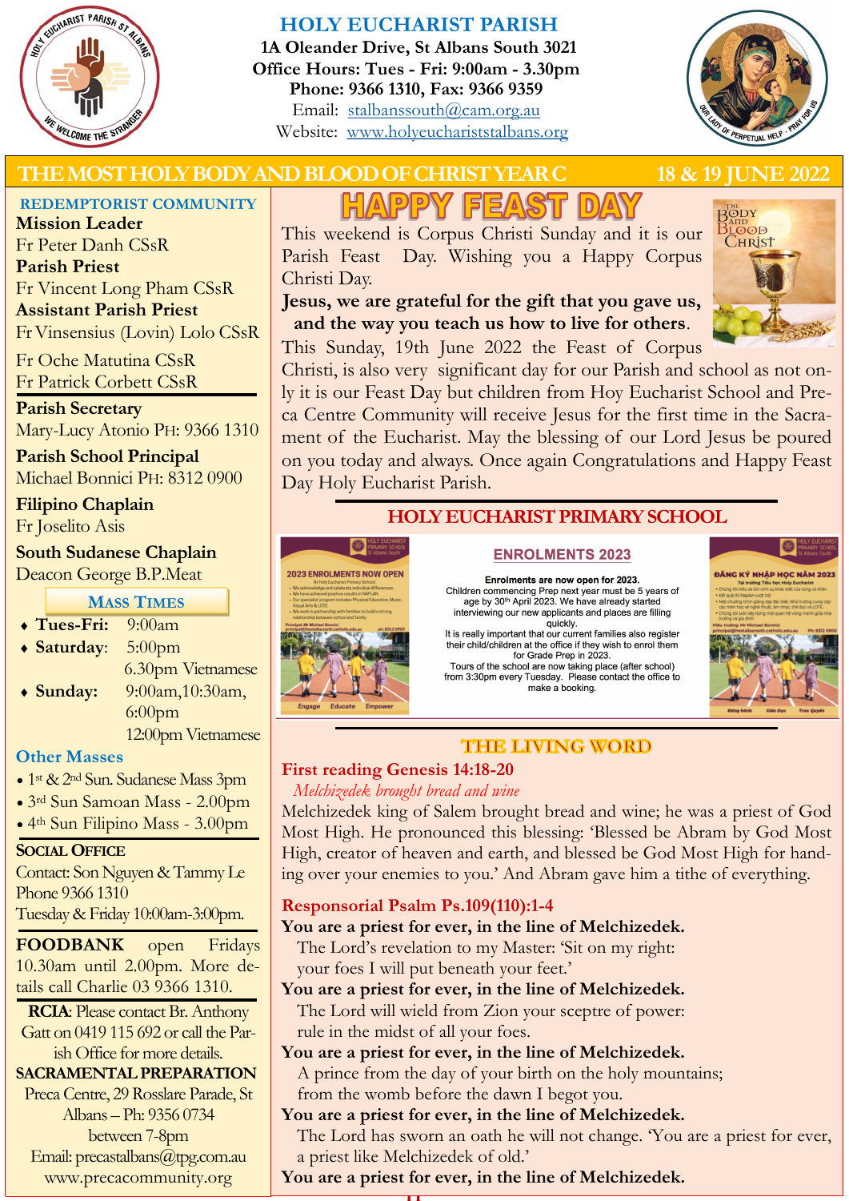# HOLY EUCHARIST PARISH

**1A Oleander Drive, St Albans South 3021**
**Office Hours: Tues - Fri: 9:00am - 3.30pm**
**Phone: 9366 1310, Fax: 9366 9359**
Email: stalbanssouth@cam.org.au
Website: www.holyeuchariststalbans.org

## THE MOST HOLY BODY AND BLOOD OF CHRIST YEAR C — 18 & 19 JUNE 2022

### REDEMPTORIST COMMUNITY

**Mission Leader**
Fr Peter Danh CSsR
**Parish Priest**
Fr Vincent Long Pham CSsR
**Assistant Parish Priest**
Fr Vinsensius (Lovin) Lolo CSsR
Fr Oche Matutina CSsR
Fr Patrick Corbett CSsR

**Parish Secretary**
Mary-Lucy Atonio PH: 9366 1310

**Parish School Principal**
Michael Bonnici PH: 8312 0900

**Filipino Chaplain**
Fr Joselito Asis

**South Sudanese Chaplain**
Deacon George B.P.Meat

### MASS TIMES

- **Tues-Fri:** 9:00am
- **Saturday:** 5:00pm, 6.30pm Vietnamese
- **Sunday:** 9:00am, 10:30am, 6:00pm, 12:00pm Vietnamese

### Other Masses

- 1st & 2nd Sun. Sudanese Mass 3pm
- 3rd Sun Samoan Mass - 2.00pm
- 4th Sun Filipino Mass - 3.00pm

### SOCIAL OFFICE

Contact: Son Nguyen & Tammy Le
Phone 9366 1310
Tuesday & Friday 10:00am-3:00pm.

**FOODBANK** open Fridays 10.30am until 2.00pm. More details call Charlie 03 9366 1310.

**RCIA**: Please contact Br. Anthony Gatt on 0419 115 692 or call the Parish Office for more details.

**SACRAMENTAL PREPARATION**
Preca Centre, 29 Rosslare Parade, St Albans – Ph: 9356 0734 between 7-8pm
Email: precastalbans@tpg.com.au
www.precacommunity.org

## HAPPY FEAST DAY

This weekend is Corpus Christi Sunday and it is our Parish Feast Day. Wishing you a Happy Corpus Christi Day.

**Jesus, we are grateful for the gift that you gave us, and the way you teach us how to live for others.**

This Sunday, 19th June 2022 the Feast of Corpus Christi, is also very significant day for our Parish and school as not only it is our Feast Day but children from Hoy Eucharist School and Preca Centre Community will receive Jesus for the first time in the Sacrament of the Eucharist. May the blessing of our Lord Jesus be poured on you today and always. Once again Congratulations and Happy Feast Day Holy Eucharist Parish.

## HOLY EUCHARIST PRIMARY SCHOOL

### ENROLMENTS 2023

**Enrolments are now open for 2023.**
Children commencing Prep next year must be 5 years of age by 30th April 2023. We have already started interviewing our new applicants and places are filling quickly.
It is really important that our current families also register their child/children at the office if they wish to enrol them for Grade Prep in 2023.
Tours of the school are now taking place (after school) from 3:30pm every Tuesday. Please contact the office to make a booking.

## THE LIVING WORD

### First reading Genesis 14:18-20

*Melchizedek brought bread and wine*

Melchizedek king of Salem brought bread and wine; he was a priest of God Most High. He pronounced this blessing: 'Blessed be Abram by God Most High, creator of heaven and earth, and blessed be God Most High for handing over your enemies to you.' And Abram gave him a tithe of everything.

### Responsorial Psalm Ps.109(110):1-4

**You are a priest for ever, in the line of Melchizedek.**

The Lord's revelation to my Master: 'Sit on my right: your foes I will put beneath your feet.'

**You are a priest for ever, in the line of Melchizedek.**

The Lord will wield from Zion your sceptre of power: rule in the midst of all your foes.

**You are a priest for ever, in the line of Melchizedek.**

A prince from the day of your birth on the holy mountains; from the womb before the dawn I begot you.

**You are a priest for ever, in the line of Melchizedek.**

The Lord has sworn an oath he will not change. 'You are a priest for ever, a priest like Melchizedek of old.'

**You are a priest for ever, in the line of Melchizedek.**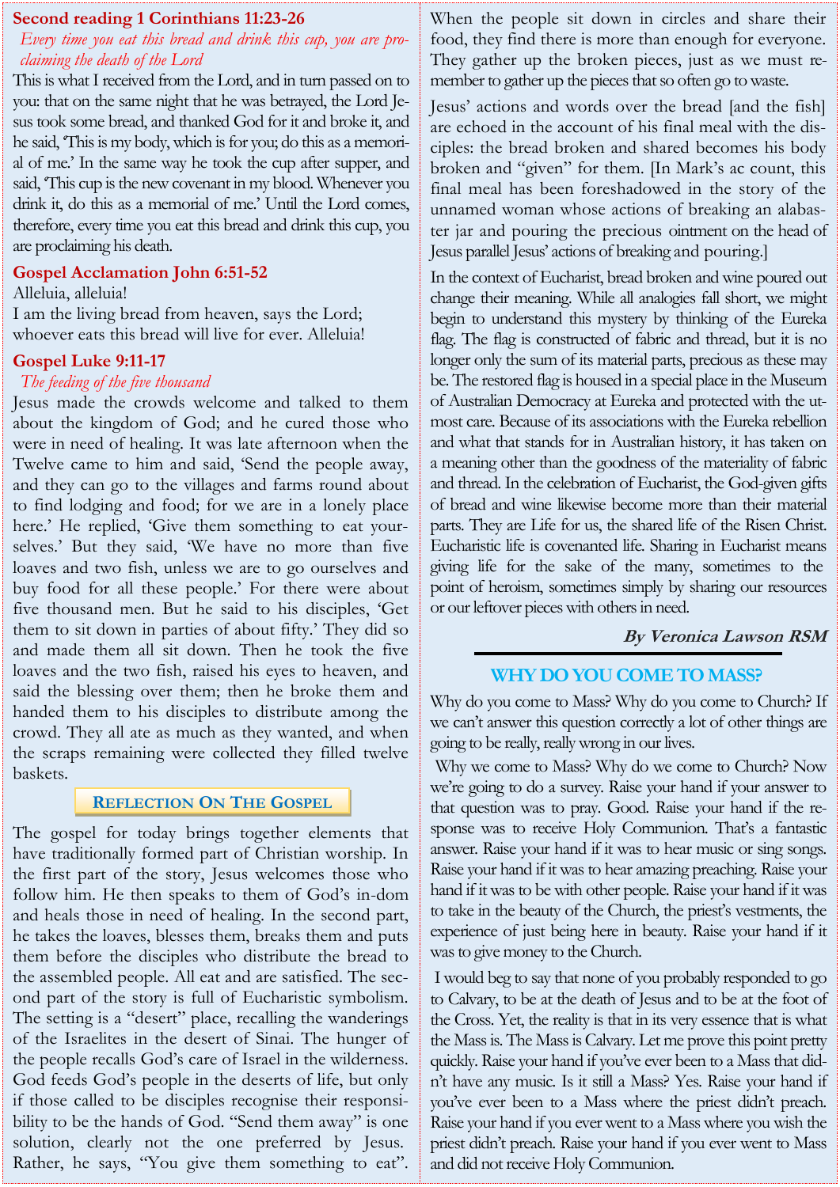## Second reading 1 Corinthians 11:23-26

*Every time you eat this bread and drink this cup, you are proclaiming the death of the Lord*

This is what I received from the Lord, and in turn passed on to you: that on the same night that he was betrayed, the Lord Jesus took some bread, and thanked God for it and broke it, and he said, 'This is my body, which is for you; do this as a memorial of me.' In the same way he took the cup after supper, and said, 'This cup is the new covenant in my blood. Whenever you drink it, do this as a memorial of me.' Until the Lord comes, therefore, every time you eat this bread and drink this cup, you are proclaiming his death.

## Gospel Acclamation John 6:51-52

Alleluia, alleluia!
I am the living bread from heaven, says the Lord;
whoever eats this bread will live for ever. Alleluia!

## Gospel Luke 9:11-17

*The feeding of the five thousand*

Jesus made the crowds welcome and talked to them about the kingdom of God; and he cured those who were in need of healing. It was late afternoon when the Twelve came to him and said, 'Send the people away, and they can go to the villages and farms round about to find lodging and food; for we are in a lonely place here.' He replied, 'Give them something to eat yourselves.' But they said, 'We have no more than five loaves and two fish, unless we are to go ourselves and buy food for all these people.' For there were about five thousand men. But he said to his disciples, 'Get them to sit down in parties of about fifty.' They did so and made them all sit down. Then he took the five loaves and the two fish, raised his eyes to heaven, and said the blessing over them; then he broke them and handed them to his disciples to distribute among the crowd. They all ate as much as they wanted, and when the scraps remaining were collected they filled twelve baskets.

## Reflection On The Gospel

The gospel for today brings together elements that have traditionally formed part of Christian worship. In the first part of the story, Jesus welcomes those who follow him. He then speaks to them of God's in-dom and heals those in need of healing. In the second part, he takes the loaves, blesses them, breaks them and puts them before the disciples who distribute the bread to the assembled people. All eat and are satisfied. The second part of the story is full of Eucharistic symbolism. The setting is a "desert" place, recalling the wanderings of the Israelites in the desert of Sinai. The hunger of the people recalls God's care of Israel in the wilderness. God feeds God's people in the deserts of life, but only if those called to be disciples recognise their responsibility to be the hands of God. "Send them away" is one solution, clearly not the one preferred by Jesus. Rather, he says, "You give them something to eat". When the people sit down in circles and share their food, they find there is more than enough for everyone. They gather up the broken pieces, just as we must remember to gather up the pieces that so often go to waste.

Jesus' actions and words over the bread [and the fish] are echoed in the account of his final meal with the disciples: the bread broken and shared becomes his body broken and "given" for them. [In Mark's ac count, this final meal has been foreshadowed in the story of the unnamed woman whose actions of breaking an alabaster jar and pouring the precious ointment on the head of Jesus parallel Jesus' actions of breaking and pouring.]

In the context of Eucharist, bread broken and wine poured out change their meaning. While all analogies fall short, we might begin to understand this mystery by thinking of the Eureka flag. The flag is constructed of fabric and thread, but it is no longer only the sum of its material parts, precious as these may be. The restored flag is housed in a special place in the Museum of Australian Democracy at Eureka and protected with the utmost care. Because of its associations with the Eureka rebellion and what that stands for in Australian history, it has taken on a meaning other than the goodness of the materiality of fabric and thread. In the celebration of Eucharist, the God-given gifts of bread and wine likewise become more than their material parts. They are Life for us, the shared life of the Risen Christ. Eucharistic life is covenanted life. Sharing in Eucharist means giving life for the sake of the many, sometimes to the point of heroism, sometimes simply by sharing our resources or our leftover pieces with others in need.

***By Veronica Lawson RSM***

## WHY DO YOU COME TO MASS?

Why do you come to Mass? Why do you come to Church? If we can't answer this question correctly a lot of other things are going to be really, really wrong in our lives.

Why we come to Mass? Why do we come to Church? Now we're going to do a survey. Raise your hand if your answer to that question was to pray. Good. Raise your hand if the response was to receive Holy Communion. That's a fantastic answer. Raise your hand if it was to hear music or sing songs. Raise your hand if it was to hear amazing preaching. Raise your hand if it was to be with other people. Raise your hand if it was to take in the beauty of the Church, the priest's vestments, the experience of just being here in beauty. Raise your hand if it was to give money to the Church.

I would beg to say that none of you probably responded to go to Calvary, to be at the death of Jesus and to be at the foot of the Cross. Yet, the reality is that in its very essence that is what the Mass is. The Mass is Calvary. Let me prove this point pretty quickly. Raise your hand if you've ever been to a Mass that didn't have any music. Is it still a Mass? Yes. Raise your hand if you've ever been to a Mass where the priest didn't preach. Raise your hand if you ever went to a Mass where you wish the priest didn't preach. Raise your hand if you ever went to Mass and did not receive Holy Communion.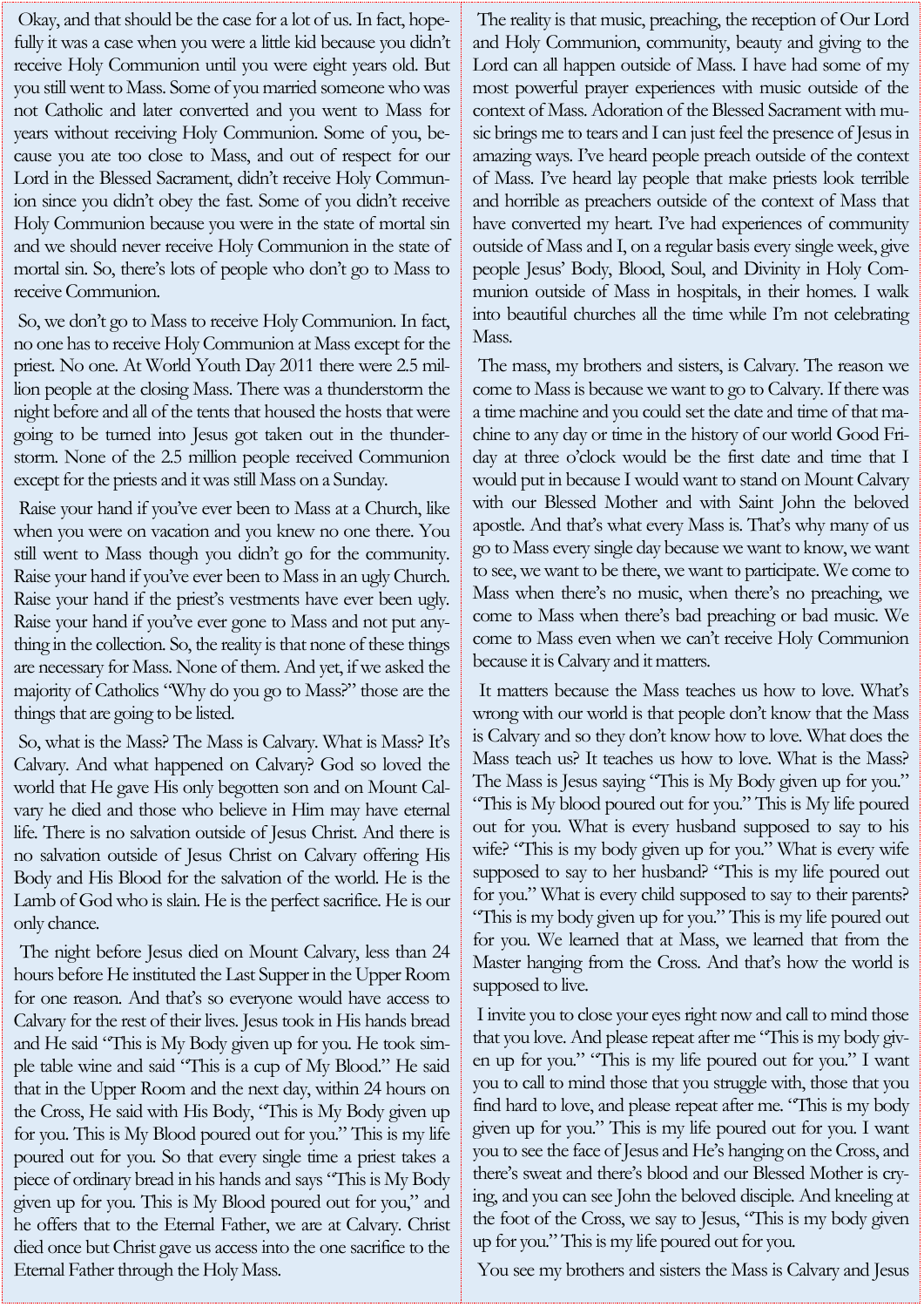Okay, and that should be the case for a lot of us. In fact, hopefully it was a case when you were a little kid because you didn't receive Holy Communion until you were eight years old. But you still went to Mass. Some of you married someone who was not Catholic and later converted and you went to Mass for years without receiving Holy Communion. Some of you, because you ate too close to Mass, and out of respect for our Lord in the Blessed Sacrament, didn't receive Holy Communion since you didn't obey the fast. Some of you didn't receive Holy Communion because you were in the state of mortal sin and we should never receive Holy Communion in the state of mortal sin. So, there's lots of people who don't go to Mass to receive Communion.

So, we don't go to Mass to receive Holy Communion. In fact, no one has to receive Holy Communion at Mass except for the priest. No one. At World Youth Day 2011 there were 2.5 million people at the closing Mass. There was a thunderstorm the night before and all of the tents that housed the hosts that were going to be turned into Jesus got taken out in the thunderstorm. None of the 2.5 million people received Communion except for the priests and it was still Mass on a Sunday.

Raise your hand if you've ever been to Mass at a Church, like when you were on vacation and you knew no one there. You still went to Mass though you didn't go for the community. Raise your hand if you've ever been to Mass in an ugly Church. Raise your hand if the priest's vestments have ever been ugly. Raise your hand if you've ever gone to Mass and not put anything in the collection. So, the reality is that none of these things are necessary for Mass. None of them. And yet, if we asked the majority of Catholics "Why do you go to Mass?" those are the things that are going to be listed.

So, what is the Mass? The Mass is Calvary. What is Mass? It's Calvary. And what happened on Calvary? God so loved the world that He gave His only begotten son and on Mount Calvary he died and those who believe in Him may have eternal life. There is no salvation outside of Jesus Christ. And there is no salvation outside of Jesus Christ on Calvary offering His Body and His Blood for the salvation of the world. He is the Lamb of God who is slain. He is the perfect sacrifice. He is our only chance.

The night before Jesus died on Mount Calvary, less than 24 hours before He instituted the Last Supper in the Upper Room for one reason. And that's so everyone would have access to Calvary for the rest of their lives. Jesus took in His hands bread and He said "This is My Body given up for you. He took simple table wine and said "This is a cup of My Blood." He said that in the Upper Room and the next day, within 24 hours on the Cross, He said with His Body, "This is My Body given up for you. This is My Blood poured out for you." This is my life poured out for you. So that every single time a priest takes a piece of ordinary bread in his hands and says "This is My Body given up for you. This is My Blood poured out for you," and he offers that to the Eternal Father, we are at Calvary. Christ died once but Christ gave us access into the one sacrifice to the Eternal Father through the Holy Mass.

The reality is that music, preaching, the reception of Our Lord and Holy Communion, community, beauty and giving to the Lord can all happen outside of Mass. I have had some of my most powerful prayer experiences with music outside of the context of Mass. Adoration of the Blessed Sacrament with music brings me to tears and I can just feel the presence of Jesus in amazing ways. I've heard people preach outside of the context of Mass. I've heard lay people that make priests look terrible and horrible as preachers outside of the context of Mass that have converted my heart. I've had experiences of community outside of Mass and I, on a regular basis every single week, give people Jesus' Body, Blood, Soul, and Divinity in Holy Communion outside of Mass in hospitals, in their homes. I walk into beautiful churches all the time while I'm not celebrating Mass.

The mass, my brothers and sisters, is Calvary. The reason we come to Mass is because we want to go to Calvary. If there was a time machine and you could set the date and time of that machine to any day or time in the history of our world Good Friday at three o'clock would be the first date and time that I would put in because I would want to stand on Mount Calvary with our Blessed Mother and with Saint John the beloved apostle. And that's what every Mass is. That's why many of us go to Mass every single day because we want to know, we want to see, we want to be there, we want to participate. We come to Mass when there's no music, when there's no preaching, we come to Mass when there's bad preaching or bad music. We come to Mass even when we can't receive Holy Communion because it is Calvary and it matters.

It matters because the Mass teaches us how to love. What's wrong with our world is that people don't know that the Mass is Calvary and so they don't know how to love. What does the Mass teach us? It teaches us how to love. What is the Mass? The Mass is Jesus saying "This is My Body given up for you." "This is My blood poured out for you." This is My life poured out for you. What is every husband supposed to say to his wife? "This is my body given up for you." What is every wife supposed to say to her husband? "This is my life poured out for you." What is every child supposed to say to their parents? "This is my body given up for you." This is my life poured out for you. We learned that at Mass, we learned that from the Master hanging from the Cross. And that's how the world is supposed to live.

I invite you to close your eyes right now and call to mind those that you love. And please repeat after me "This is my body given up for you." "This is my life poured out for you." I want you to call to mind those that you struggle with, those that you find hard to love, and please repeat after me. "This is my body given up for you." This is my life poured out for you. I want you to see the face of Jesus and He's hanging on the Cross, and there's sweat and there's blood and our Blessed Mother is crying, and you can see John the beloved disciple. And kneeling at the foot of the Cross, we say to Jesus, "This is my body given up for you." This is my life poured out for you.

You see my brothers and sisters the Mass is Calvary and Jesus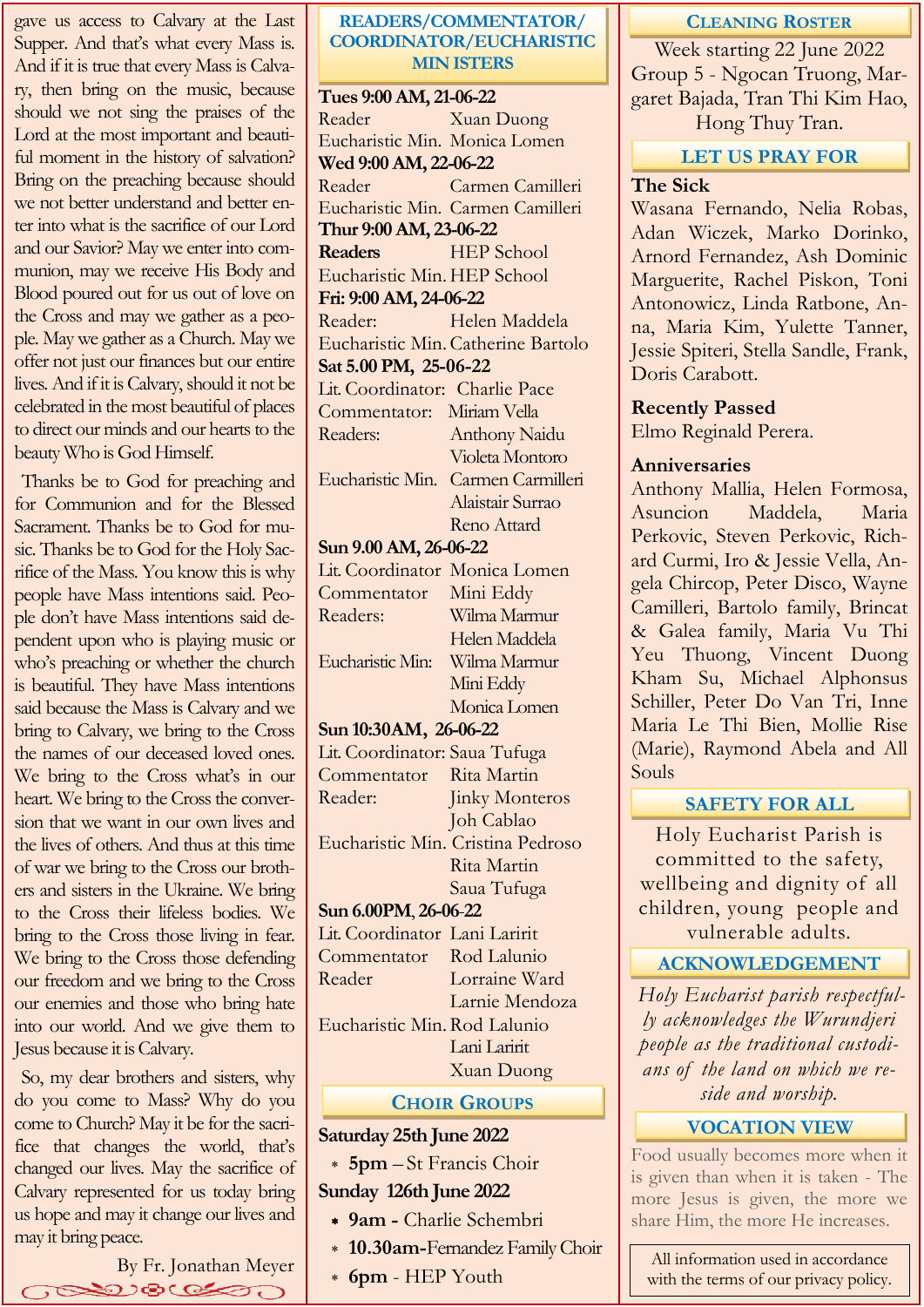gave us access to Calvary at the Last Supper. And that's what every Mass is. And if it is true that every Mass is Calvary, then bring on the music, because should we not sing the praises of the Lord at the most important and beautiful moment in the history of salvation? Bring on the preaching because should we not better understand and better enter into what is the sacrifice of our Lord and our Savior? May we enter into communion, may we receive His Body and Blood poured out for us out of love on the Cross and may we gather as a people. May we gather as a Church. May we offer not just our finances but our entire lives. And if it is Calvary, should it not be celebrated in the most beautiful of places to direct our minds and our hearts to the beauty Who is God Himself.

Thanks be to God for preaching and for Communion and for the Blessed Sacrament. Thanks be to God for music. Thanks be to God for the Holy Sacrifice of the Mass. You know this is why people have Mass intentions said. People don't have Mass intentions said dependent upon who is playing music or who's preaching or whether the church is beautiful. They have Mass intentions said because the Mass is Calvary and we bring to Calvary, we bring to the Cross the names of our deceased loved ones. We bring to the Cross what's in our heart. We bring to the Cross the conversion that we want in our own lives and the lives of others. And thus at this time of war we bring to the Cross our brothers and sisters in the Ukraine. We bring to the Cross their lifeless bodies. We bring to the Cross those living in fear. We bring to the Cross those defending our freedom and we bring to the Cross our enemies and those who bring hate into our world. And we give them to Jesus because it is Calvary.

So, my dear brothers and sisters, why do you come to Mass? Why do you come to Church? May it be for the sacrifice that changes the world, that's changed our lives. May the sacrifice of Calvary represented for us today bring us hope and may it change our lives and may it bring peace.

By Fr. Jonathan Meyer

## READERS/COMMENTATOR/COORDINATOR/EUCHARISTIC MIN ISTERS

**Tues 9:00 AM, 21-06-22**
Reader Xuan Duong
Eucharistic Min. Monica Lomen

**Wed 9:00 AM, 22-06-22**
Reader Carmen Camilleri
Eucharistic Min. Carmen Camilleri

**Thur 9:00 AM, 23-06-22**
**Readers** HEP School
Eucharistic Min. HEP School

**Fri: 9:00 AM, 24-06-22**
Reader: Helen Maddela
Eucharistic Min. Catherine Bartolo

**Sat 5.00 PM, 25-06-22**
Lit. Coordinator: Charlie Pace
Commentator: Miriam Vella
Readers: Anthony Naidu, Violeta Montoro
Eucharistic Min. Carmen Carmilleri, Alaistair Surrao, Reno Attard

**Sun 9.00 AM, 26-06-22**
Lit. Coordinator Monica Lomen
Commentator Mini Eddy
Readers: Wilma Marmur, Helen Maddela
Eucharistic Min: Wilma Marmur, Mini Eddy, Monica Lomen

**Sun 10:30AM, 26-06-22**
Lit. Coordinator: Saua Tufuga
Commentator Rita Martin
Reader: Jinky Monteros, Joh Cablao
Eucharistic Min. Cristina Pedroso, Rita Martin, Saua Tufuga

**Sun 6.00PM, 26-06-22**
Lit. Coordinator Lani Laririt
Commentator Rod Lalunio
Reader Lorraine Ward, Larnie Mendoza
Eucharistic Min. Rod Lalunio, Lani Laririt, Xuan Duong

## CHOIR GROUPS

**Saturday 25th June 2022**

- **5pm** – St Francis Choir

**Sunday 126th June 2022**

- **9am -** Charlie Schembri
- **10.30am-**Fernandez Family Choir
- **6pm** - HEP Youth

## CLEANING ROSTER

Week starting 22 June 2022
Group 5 - Ngocan Truong, Margaret Bajada, Tran Thi Kim Hao, Hong Thuy Tran.

## LET US PRAY FOR

**The Sick**
Wasana Fernando, Nelia Robas, Adan Wiczek, Marko Dorinko, Arnord Fernandez, Ash Dominic Marguerite, Rachel Piskon, Toni Antonowicz, Linda Ratbone, Anna, Maria Kim, Yulette Tanner, Jessie Spiteri, Stella Sandle, Frank, Doris Carabott.

**Recently Passed**
Elmo Reginald Perera.

**Anniversaries**
Anthony Mallia, Helen Formosa, Asuncion Maddela, Maria Perkovic, Steven Perkovic, Richard Curmi, Iro & Jessie Vella, Angela Chircop, Peter Disco, Wayne Camilleri, Bartolo family, Brincat & Galea family, Maria Vu Thi Yeu Thuong, Vincent Duong Kham Su, Michael Alphonsus Schiller, Peter Do Van Tri, Inne Maria Le Thi Bien, Mollie Rise (Marie), Raymond Abela and All Souls

## SAFETY FOR ALL

Holy Eucharist Parish is committed to the safety, wellbeing and dignity of all children, young people and vulnerable adults.

## ACKNOWLEDGEMENT

*Holy Eucharist parish respectfully acknowledges the Wurundjeri people as the traditional custodians of the land on which we reside and worship.*

## VOCATION VIEW

Food usually becomes more when it is given than when it is taken - The more Jesus is given, the more we share Him, the more He increases.

All information used in accordance with the terms of our privacy policy.